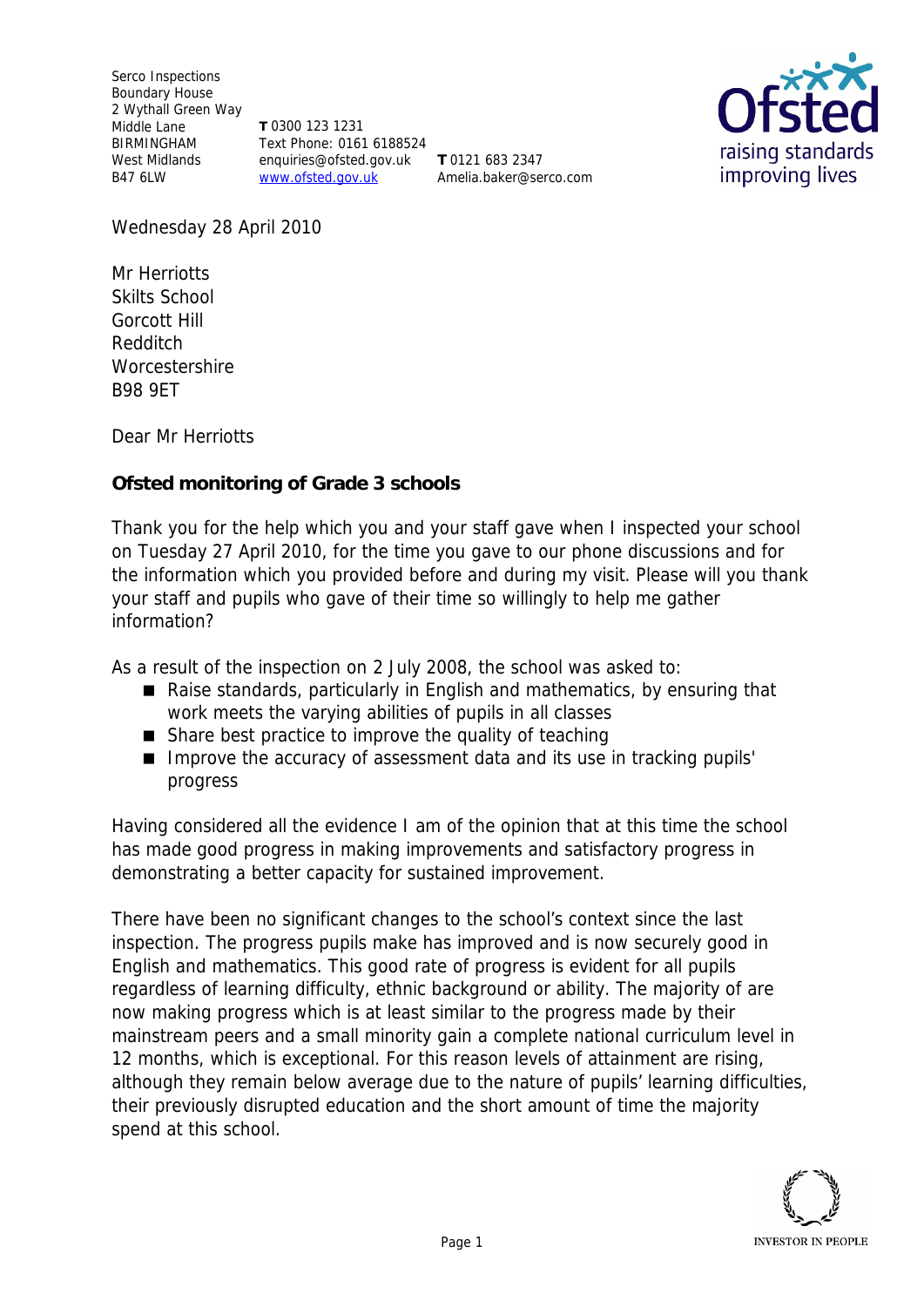Serco Inspections
Boundary House
2 Wythall Green Way
Middle Lane
BIRMINGHAM
West Midlands
B47 6LW

**T** 0300 123 1231
Text Phone: 0161 6188524
enquiries@ofsted.gov.uk
www.ofsted.gov.uk

**T** 0121 683 2347
Amelia.baker@serco.com

Wednesday 28 April 2010

Mr Herriotts
Skilts School
Gorcott Hill
Redditch
Worcestershire
B98 9ET

Dear Mr Herriotts

**Ofsted monitoring of Grade 3 schools**

Thank you for the help which you and your staff gave when I inspected your school on Tuesday 27 April 2010, for the time you gave to our phone discussions and for the information which you provided before and during my visit. Please will you thank your staff and pupils who gave of their time so willingly to help me gather information?

As a result of the inspection on 2 July 2008, the school was asked to:

- Raise standards, particularly in English and mathematics, by ensuring that work meets the varying abilities of pupils in all classes
- Share best practice to improve the quality of teaching
- Improve the accuracy of assessment data and its use in tracking pupils' progress

Having considered all the evidence I am of the opinion that at this time the school has made good progress in making improvements and satisfactory progress in demonstrating a better capacity for sustained improvement.

There have been no significant changes to the school's context since the last inspection. The progress pupils make has improved and is now securely good in English and mathematics. This good rate of progress is evident for all pupils regardless of learning difficulty, ethnic background or ability. The majority of are now making progress which is at least similar to the progress made by their mainstream peers and a small minority gain a complete national curriculum level in 12 months, which is exceptional. For this reason levels of attainment are rising, although they remain below average due to the nature of pupils' learning difficulties, their previously disrupted education and the short amount of time the majority spend at this school.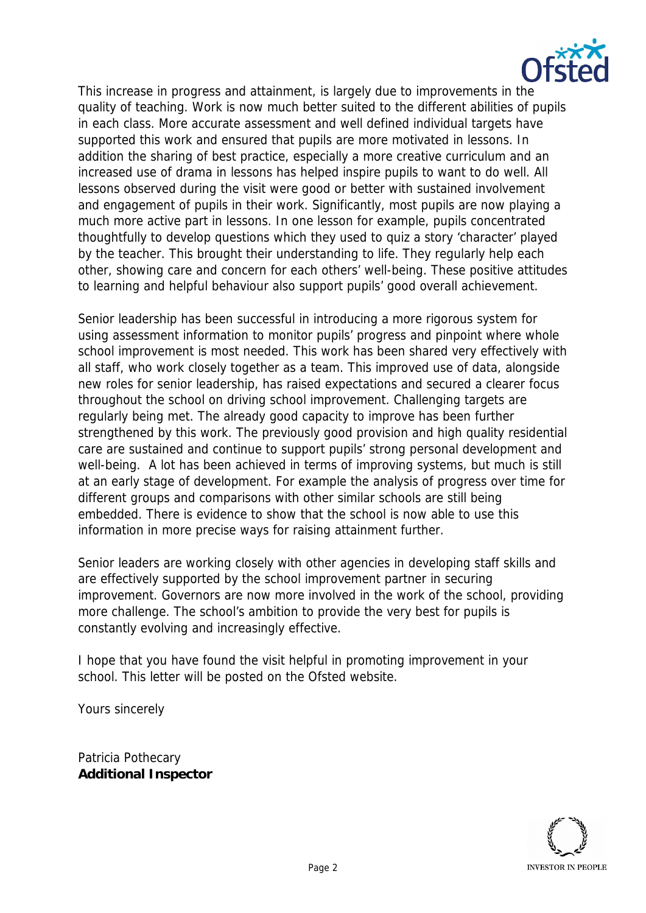This increase in progress and attainment, is largely due to improvements in the quality of teaching. Work is now much better suited to the different abilities of pupils in each class. More accurate assessment and well defined individual targets have supported this work and ensured that pupils are more motivated in lessons. In addition the sharing of best practice, especially a more creative curriculum and an increased use of drama in lessons has helped inspire pupils to want to do well. All lessons observed during the visit were good or better with sustained involvement and engagement of pupils in their work. Significantly, most pupils are now playing a much more active part in lessons. In one lesson for example, pupils concentrated thoughtfully to develop questions which they used to quiz a story 'character' played by the teacher. This brought their understanding to life. They regularly help each other, showing care and concern for each others' well-being. These positive attitudes to learning and helpful behaviour also support pupils' good overall achievement.

Senior leadership has been successful in introducing a more rigorous system for using assessment information to monitor pupils' progress and pinpoint where whole school improvement is most needed. This work has been shared very effectively with all staff, who work closely together as a team. This improved use of data, alongside new roles for senior leadership, has raised expectations and secured a clearer focus throughout the school on driving school improvement. Challenging targets are regularly being met. The already good capacity to improve has been further strengthened by this work. The previously good provision and high quality residential care are sustained and continue to support pupils' strong personal development and well-being. A lot has been achieved in terms of improving systems, but much is still at an early stage of development. For example the analysis of progress over time for different groups and comparisons with other similar schools are still being embedded. There is evidence to show that the school is now able to use this information in more precise ways for raising attainment further.

Senior leaders are working closely with other agencies in developing staff skills and are effectively supported by the school improvement partner in securing improvement. Governors are now more involved in the work of the school, providing more challenge. The school's ambition to provide the very best for pupils is constantly evolving and increasingly effective.

I hope that you have found the visit helpful in promoting improvement in your school. This letter will be posted on the Ofsted website.

Yours sincerely

Patricia Pothecary
**Additional Inspector**